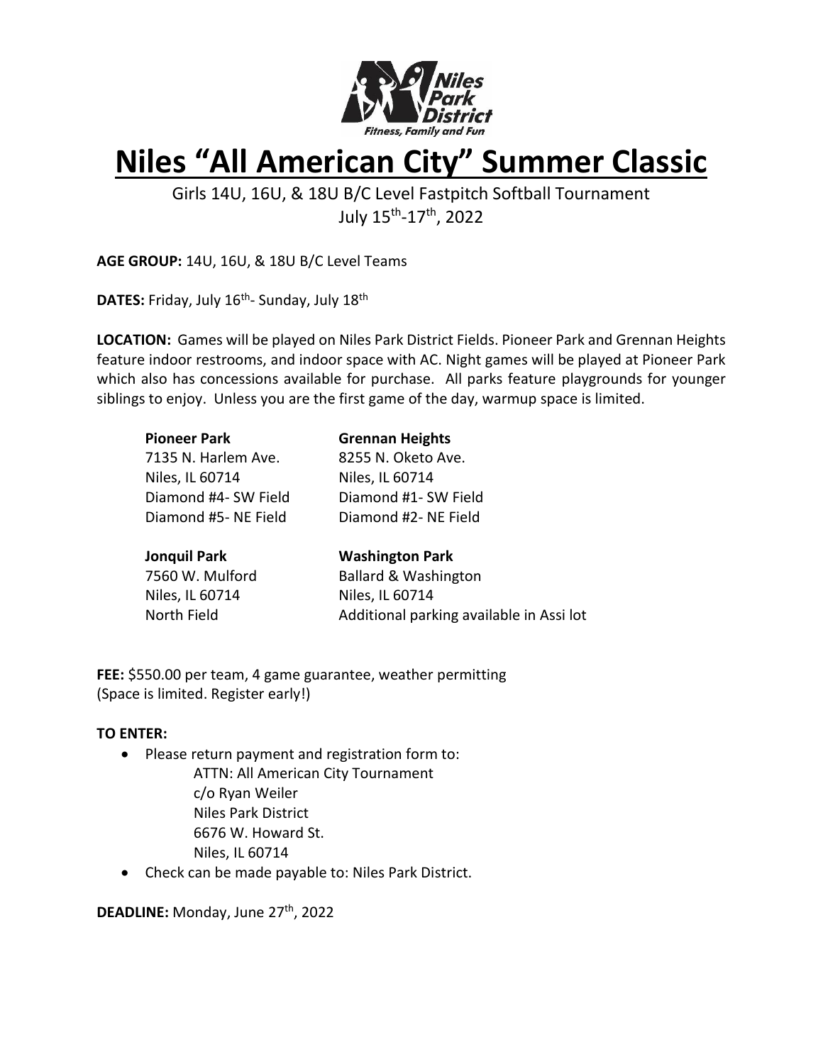Niles Park District

Fitness, Family and Fun

# Niles "All American City" Summer Classic

Girls 14U, 16U, & 18U B/C Level Fastpitch Softball Tournament

July 15th-17th, 2022

**AGE GROUP:** 14U, 16U, & 18U B/C Level Teams

**DATES:** Friday, July 16th- Sunday, July 18th

**LOCATION:** Games will be played on Niles Park District Fields. Pioneer Park and Grennan Heights feature indoor restrooms, and indoor space with AC. Night games will be played at Pioneer Park which also has concessions available for purchase. All parks feature playgrounds for younger siblings to enjoy. Unless you are the first game of the day, warmup space is limited.

**Pioneer Park**
7135 N. Harlem Ave.
Niles, IL 60714
Diamond #4- SW Field
Diamond #5- NE Field

**Grennan Heights**
8255 N. Oketo Ave.
Niles, IL 60714
Diamond #1- SW Field
Diamond #2- NE Field

**Jonquil Park**
7560 W. Mulford
Niles, IL 60714
North Field

**Washington Park**
Ballard & Washington
Niles, IL 60714
Additional parking available in Assi lot

**FEE:** $550.00 per team, 4 game guarantee, weather permitting
(Space is limited. Register early!)

**TO ENTER:**

- Please return payment and registration form to:
  ATTN: All American City Tournament
  c/o Ryan Weiler
  Niles Park District
  6676 W. Howard St.
  Niles, IL 60714
- Check can be made payable to: Niles Park District.

**DEADLINE:** Monday, June 27th, 2022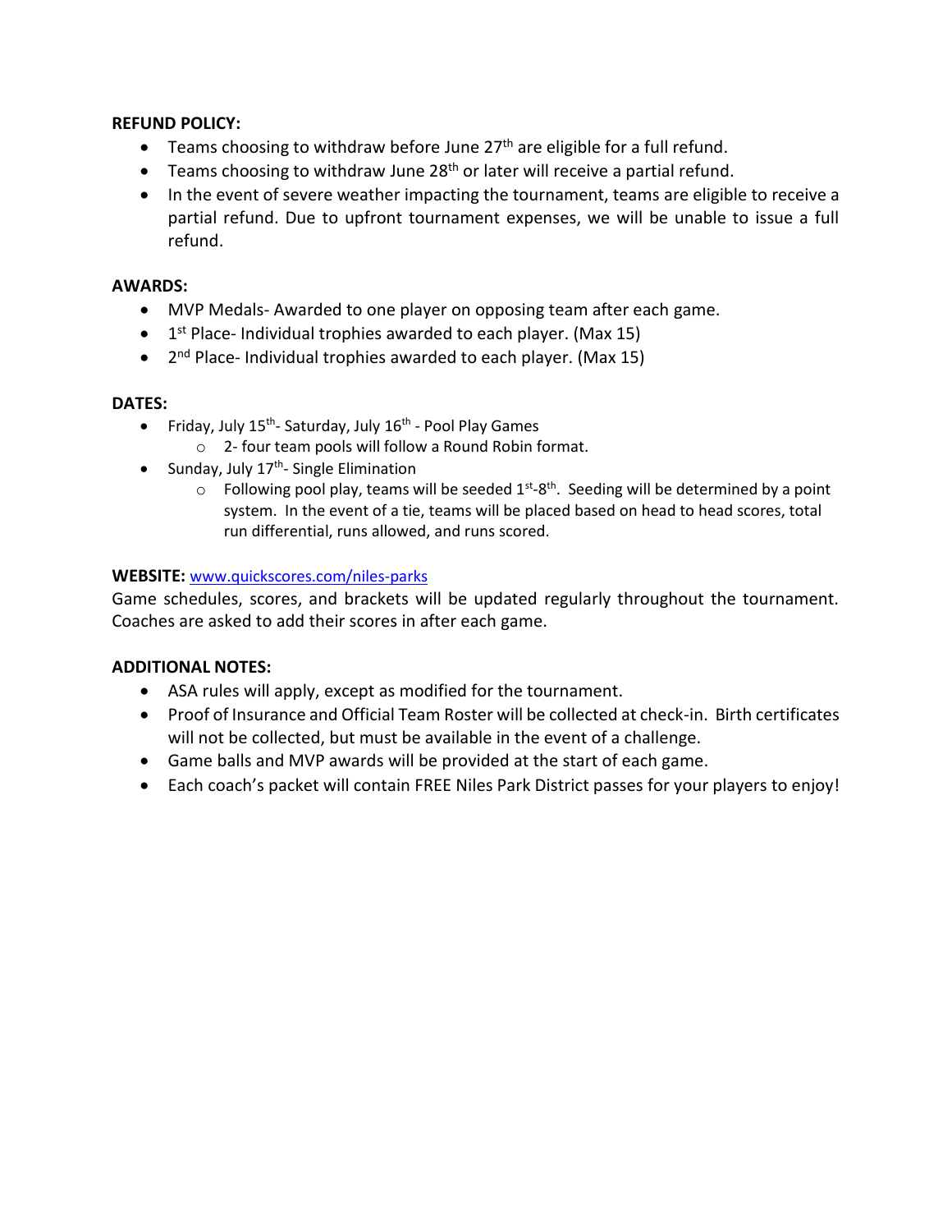**REFUND POLICY:**

- Teams choosing to withdraw before June 27th are eligible for a full refund.
- Teams choosing to withdraw June 28th or later will receive a partial refund.
- In the event of severe weather impacting the tournament, teams are eligible to receive a partial refund. Due to upfront tournament expenses, we will be unable to issue a full refund.

**AWARDS:**

- MVP Medals- Awarded to one player on opposing team after each game.
- 1st Place- Individual trophies awarded to each player. (Max 15)
- 2nd Place- Individual trophies awarded to each player. (Max 15)

**DATES:**

- Friday, July 15th- Saturday, July 16th - Pool Play Games
  - 2- four team pools will follow a Round Robin format.
- Sunday, July 17th- Single Elimination
  - Following pool play, teams will be seeded 1st-8th. Seeding will be determined by a point system. In the event of a tie, teams will be placed based on head to head scores, total run differential, runs allowed, and runs scored.

**WEBSITE:** [www.quickscores.com/niles-parks](http://www.quickscores.com/niles-parks)

Game schedules, scores, and brackets will be updated regularly throughout the tournament. Coaches are asked to add their scores in after each game.

**ADDITIONAL NOTES:**

- ASA rules will apply, except as modified for the tournament.
- Proof of Insurance and Official Team Roster will be collected at check-in. Birth certificates will not be collected, but must be available in the event of a challenge.
- Game balls and MVP awards will be provided at the start of each game.
- Each coach's packet will contain FREE Niles Park District passes for your players to enjoy!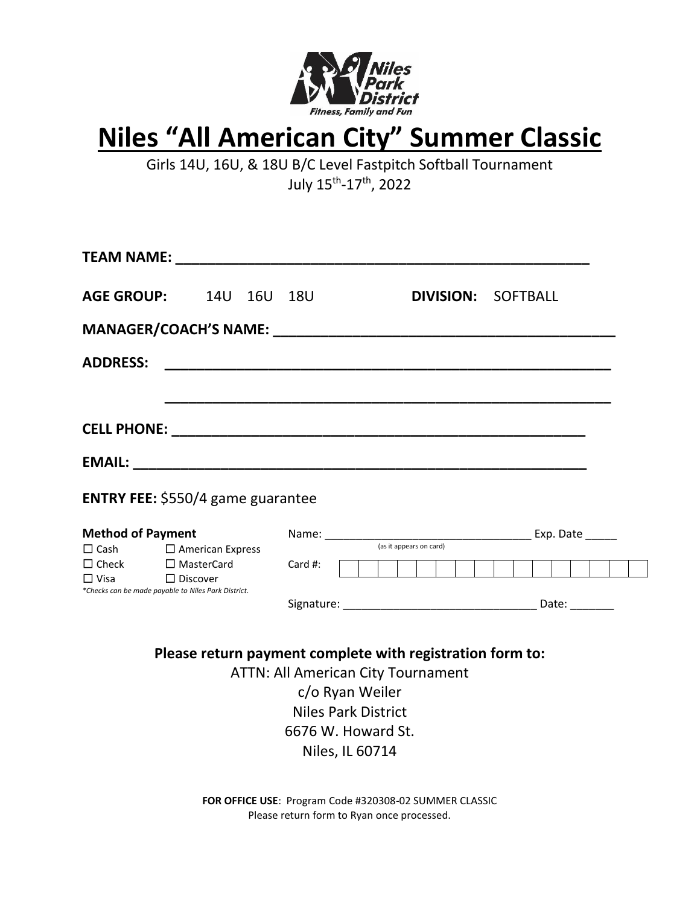Niles Park District
*Fitness, Family and Fun*

# Niles "All American City" Summer Classic

Girls 14U, 16U, & 18U B/C Level Fastpitch Softball Tournament
July 15th-17th, 2022

**TEAM NAME:** ______________________________________________________

**AGE GROUP:** 14U 16U 18U **DIVISION:** SOFTBALL

**MANAGER/COACH'S NAME:** __________________________________________

**ADDRESS:** __________________________________________________________

__________________________________________________________

**CELL PHONE:** ______________________________________________________

**EMAIL:** ___________________________________________________________

**ENTRY FEE:** $550/4 game guarantee

**Method of Payment**

☐ Cash ☐ American Express
☐ Check ☐ MasterCard
☐ Visa ☐ Discover

*Checks can be made payable to Niles Park District.*

Name: _________________________________ Exp. Date _____
(as it appears on card)

Card #: | | | | | | | | | | | | | | | | |

Signature: ______________________________ Date: _______

**Please return payment complete with registration form to:**

ATTN: All American City Tournament
c/o Ryan Weiler
Niles Park District
6676 W. Howard St.
Niles, IL 60714

**FOR OFFICE USE**: Program Code #320308-02 SUMMER CLASSIC
Please return form to Ryan once processed.